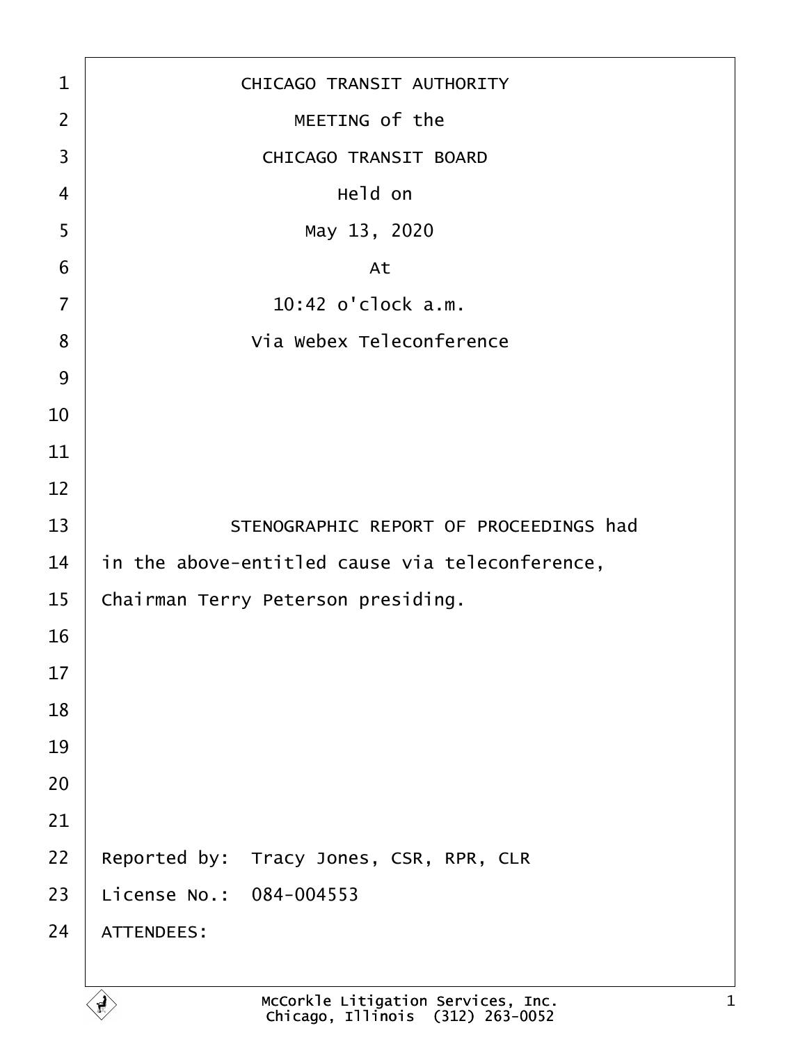CHICAGO TRANSIT AUTHORITY

MEETING of the

CHICAGO TRANSIT BOARD

Held on

May 13, 2020

At

10:42 o'clock a.m.

Via Webex Teleconference

STENOGRAPHIC REPORT OF PROCEEDINGS had in the above-entitled cause via teleconference, Chairman Terry Peterson presiding.

Reported by: Tracy Jones, CSR, RPR, CLR

License No.: 084-004553

ATTENDEES: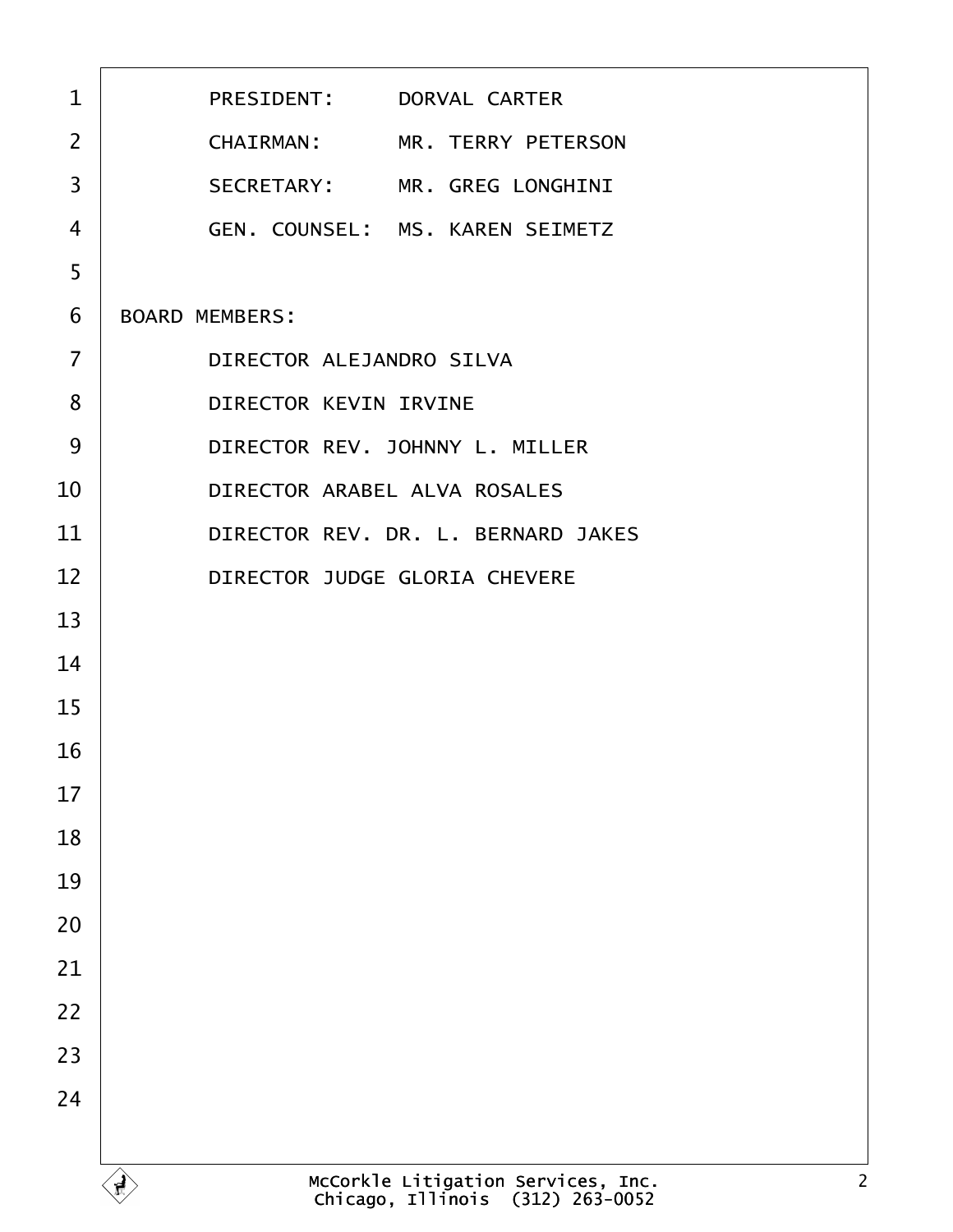PRESIDENT: DORVAL CARTER

CHAIRMAN: MR. TERRY PETERSON

SECRETARY: MR. GREG LONGHINI

GEN. COUNSEL: MS. KAREN SEIMETZ

BOARD MEMBERS:

DIRECTOR ALEJANDRO SILVA

DIRECTOR KEVIN IRVINE

DIRECTOR REV. JOHNNY L. MILLER

DIRECTOR ARABEL ALVA ROSALES

DIRECTOR REV. DR. L. BERNARD JAKES

DIRECTOR JUDGE GLORIA CHEVERE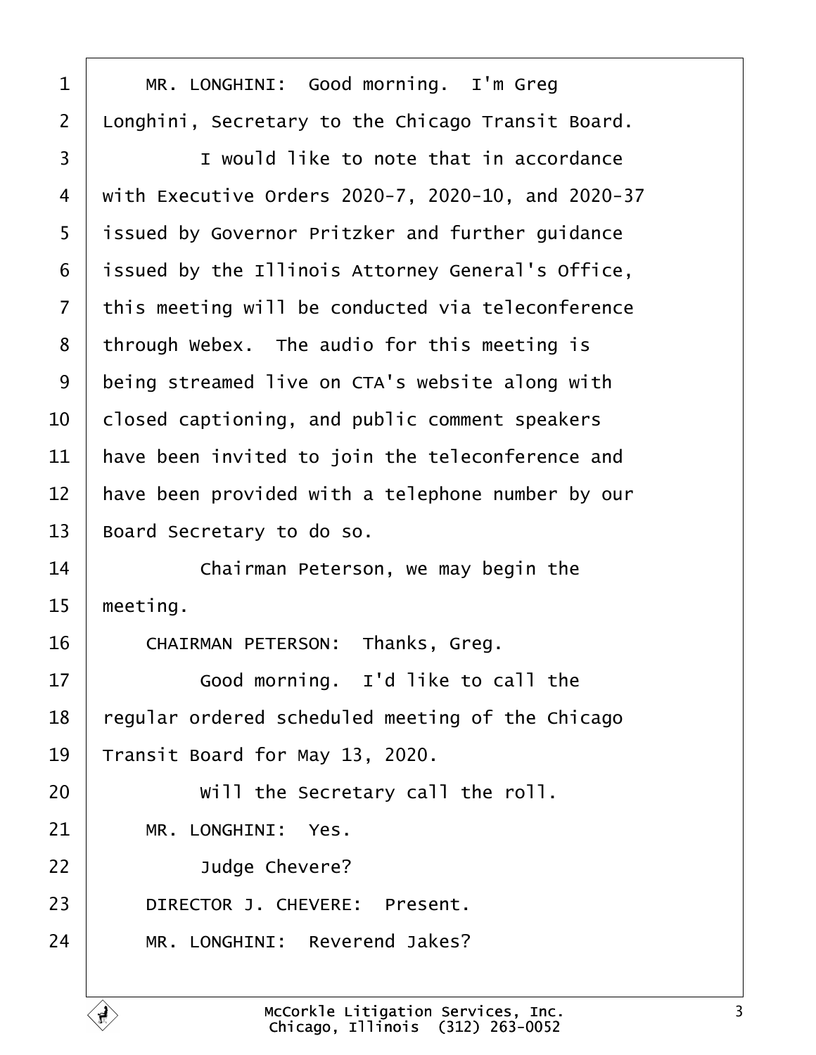MR. LONGHINI: Good morning. I'm Greg Longhini, Secretary to the Chicago Transit Board.

I would like to note that in accordance with Executive Orders 2020-7, 2020-10, and 2020-37 issued by Governor Pritzker and further guidance issued by the Illinois Attorney General's Office, this meeting will be conducted via teleconference through Webex. The audio for this meeting is being streamed live on CTA's website along with closed captioning, and public comment speakers have been invited to join the teleconference and have been provided with a telephone number by our Board Secretary to do so.

Chairman Peterson, we may begin the meeting.

CHAIRMAN PETERSON: Thanks, Greg.

Good morning. I'd like to call the regular ordered scheduled meeting of the Chicago Transit Board for May 13, 2020.

Will the Secretary call the roll.

MR. LONGHINI: Yes.

Judge Chevere?

DIRECTOR J. CHEVERE: Present.

MR. LONGHINI: Reverend Jakes?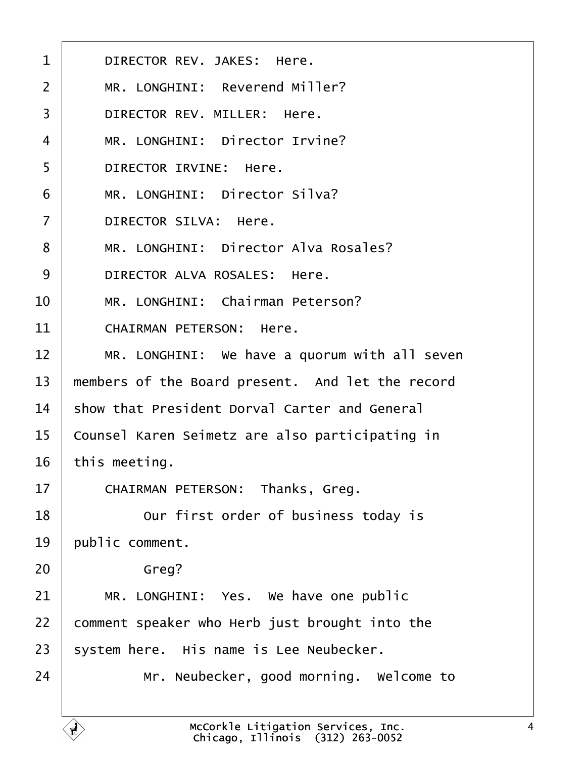DIRECTOR REV. JAKES: Here.

MR. LONGHINI: Reverend Miller?

DIRECTOR REV. MILLER: Here.

MR. LONGHINI: Director Irvine?

DIRECTOR IRVINE: Here.

MR. LONGHINI: Director Silva?

DIRECTOR SILVA: Here.

MR. LONGHINI: Director Alva Rosales?

DIRECTOR ALVA ROSALES: Here.

MR. LONGHINI: Chairman Peterson?

CHAIRMAN PETERSON: Here.

MR. LONGHINI: We have a quorum with all seven members of the Board present. And let the record show that President Dorval Carter and General Counsel Karen Seimetz are also participating in this meeting.

CHAIRMAN PETERSON: Thanks, Greg.

Our first order of business today is public comment.

Greg?

MR. LONGHINI: Yes. We have one public comment speaker who Herb just brought into the system here. His name is Lee Neubecker.

Mr. Neubecker, good morning. Welcome to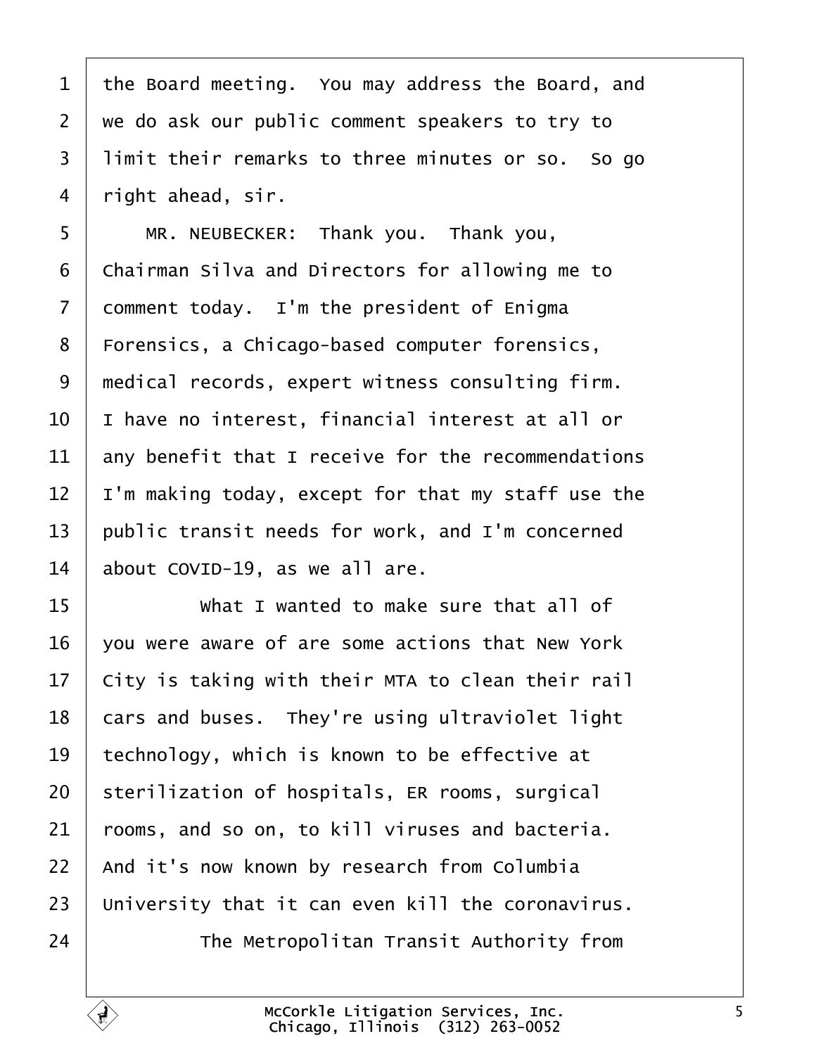the Board meeting. You may address the Board, and we do ask our public comment speakers to try to limit their remarks to three minutes or so. So go right ahead, sir.

MR. NEUBECKER: Thank you. Thank you, Chairman Silva and Directors for allowing me to comment today. I'm the president of Enigma Forensics, a Chicago-based computer forensics, medical records, expert witness consulting firm. I have no interest, financial interest at all or any benefit that I receive for the recommendations I'm making today, except for that my staff use the public transit needs for work, and I'm concerned about COVID-19, as we all are.

What I wanted to make sure that all of you were aware of are some actions that New York City is taking with their MTA to clean their rail cars and buses. They're using ultraviolet light technology, which is known to be effective at sterilization of hospitals, ER rooms, surgical rooms, and so on, to kill viruses and bacteria. And it's now known by research from Columbia University that it can even kill the coronavirus.

The Metropolitan Transit Authority from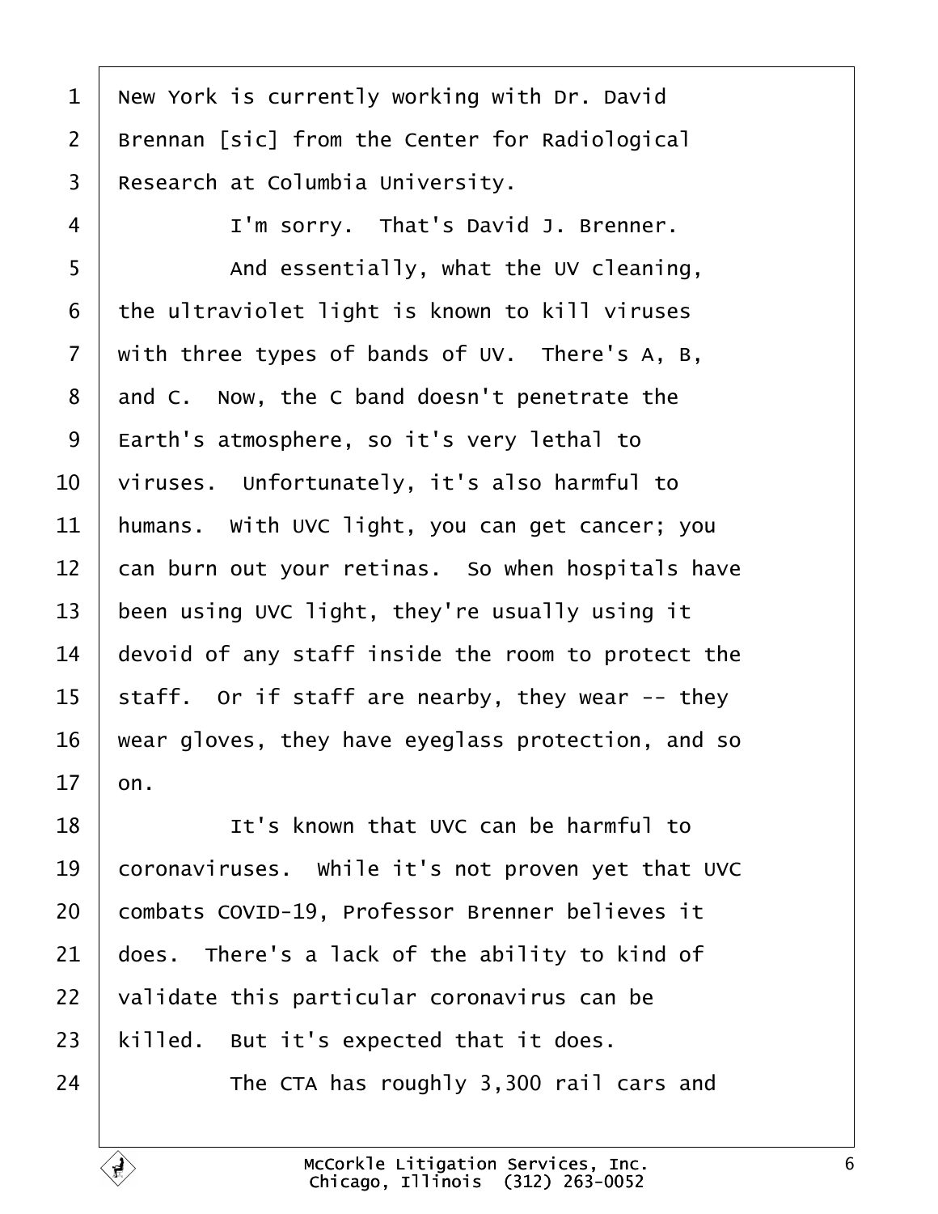New York is currently working with Dr. David Brennan [sic] from the Center for Radiological Research at Columbia University.

I'm sorry. That's David J. Brenner.

And essentially, what the UV cleaning, the ultraviolet light is known to kill viruses with three types of bands of UV. There's A, B, and C. Now, the C band doesn't penetrate the Earth's atmosphere, so it's very lethal to viruses. Unfortunately, it's also harmful to humans. With UVC light, you can get cancer; you can burn out your retinas. So when hospitals have been using UVC light, they're usually using it devoid of any staff inside the room to protect the staff. Or if staff are nearby, they wear -- they wear gloves, they have eyeglass protection, and so on.

It's known that UVC can be harmful to coronaviruses. While it's not proven yet that UVC combats COVID-19, Professor Brenner believes it does. There's a lack of the ability to kind of validate this particular coronavirus can be killed. But it's expected that it does.

The CTA has roughly 3,300 rail cars and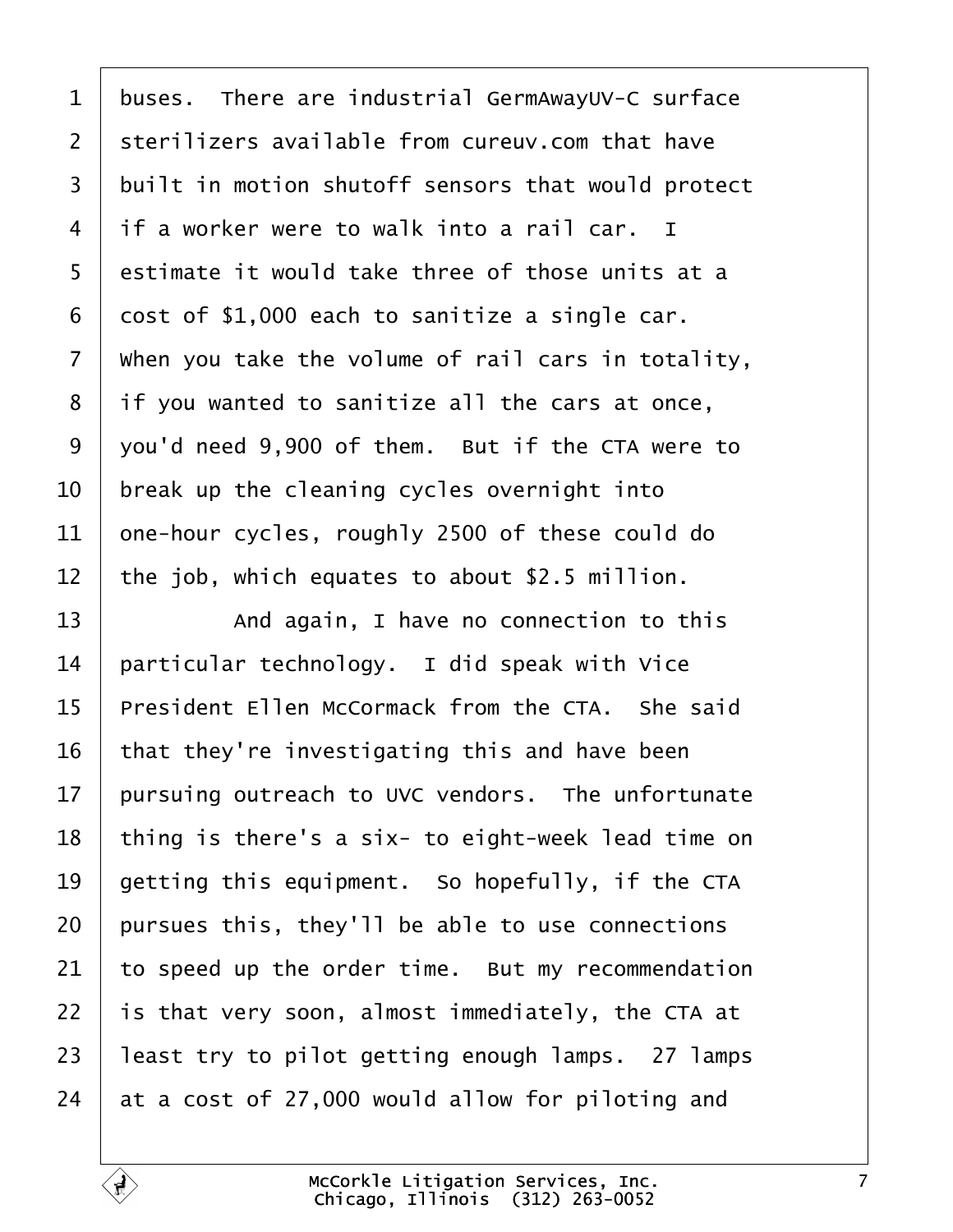buses. There are industrial GermAwayUV-C surface sterilizers available from cureuv.com that have built in motion shutoff sensors that would protect if a worker were to walk into a rail car. I estimate it would take three of those units at a cost of $1,000 each to sanitize a single car. When you take the volume of rail cars in totality, if you wanted to sanitize all the cars at once, you'd need 9,900 of them. But if the CTA were to break up the cleaning cycles overnight into one-hour cycles, roughly 2500 of these could do the job, which equates to about $2.5 million.

And again, I have no connection to this particular technology. I did speak with Vice President Ellen McCormack from the CTA. She said that they're investigating this and have been pursuing outreach to UVC vendors. The unfortunate thing is there's a six- to eight-week lead time on getting this equipment. So hopefully, if the CTA pursues this, they'll be able to use connections to speed up the order time. But my recommendation is that very soon, almost immediately, the CTA at least try to pilot getting enough lamps. 27 lamps at a cost of 27,000 would allow for piloting and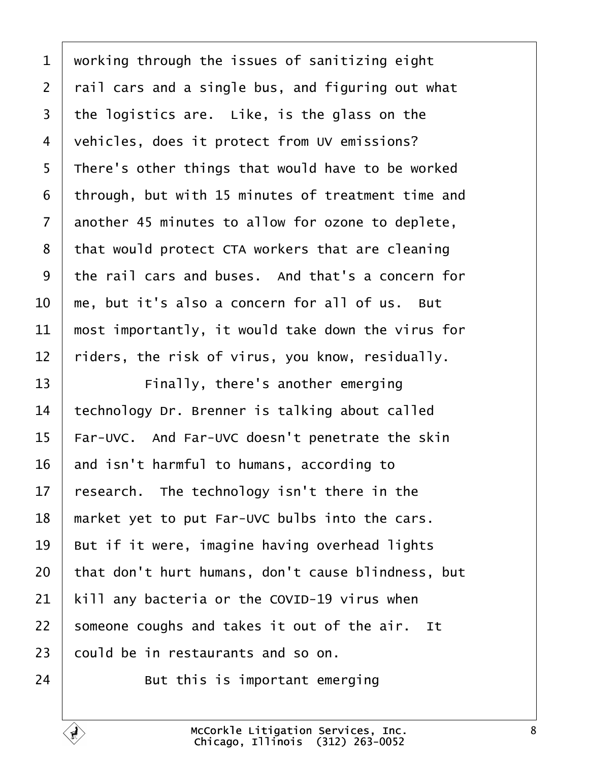working through the issues of sanitizing eight rail cars and a single bus, and figuring out what the logistics are. Like, is the glass on the vehicles, does it protect from UV emissions? There's other things that would have to be worked through, but with 15 minutes of treatment time and another 45 minutes to allow for ozone to deplete, that would protect CTA workers that are cleaning the rail cars and buses. And that's a concern for me, but it's also a concern for all of us. But most importantly, it would take down the virus for riders, the risk of virus, you know, residually.

Finally, there's another emerging technology Dr. Brenner is talking about called Far-UVC. And Far-UVC doesn't penetrate the skin and isn't harmful to humans, according to research. The technology isn't there in the market yet to put Far-UVC bulbs into the cars. But if it were, imagine having overhead lights that don't hurt humans, don't cause blindness, but kill any bacteria or the COVID-19 virus when someone coughs and takes it out of the air. It could be in restaurants and so on.

But this is important emerging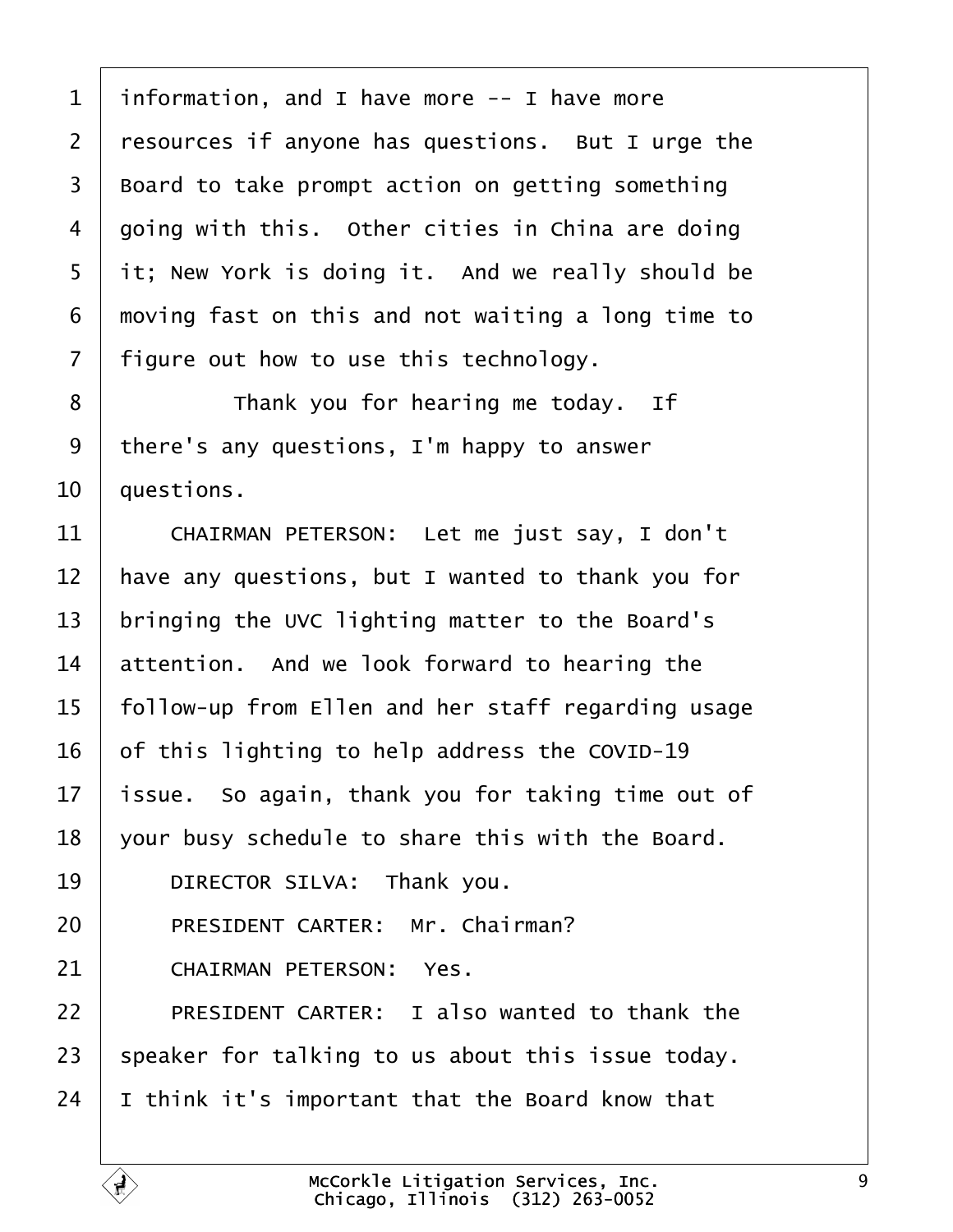information, and I have more -- I have more resources if anyone has questions. But I urge the Board to take prompt action on getting something going with this. Other cities in China are doing it; New York is doing it. And we really should be moving fast on this and not waiting a long time to figure out how to use this technology.

Thank you for hearing me today. If there's any questions, I'm happy to answer questions.

CHAIRMAN PETERSON: Let me just say, I don't have any questions, but I wanted to thank you for bringing the UVC lighting matter to the Board's attention. And we look forward to hearing the follow-up from Ellen and her staff regarding usage of this lighting to help address the COVID-19 issue. So again, thank you for taking time out of your busy schedule to share this with the Board.

DIRECTOR SILVA: Thank you.

PRESIDENT CARTER: Mr. Chairman?

CHAIRMAN PETERSON: Yes.

PRESIDENT CARTER: I also wanted to thank the speaker for talking to us about this issue today. I think it's important that the Board know that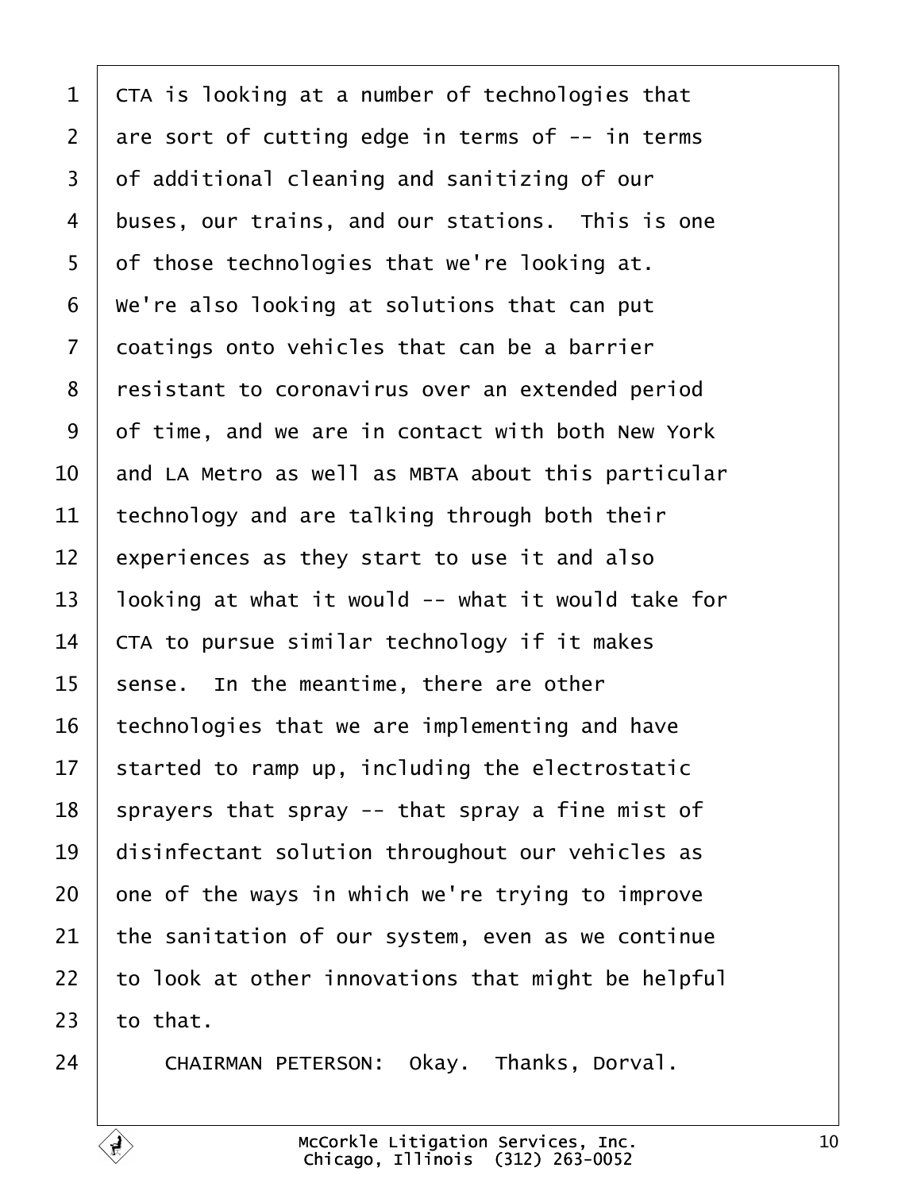CTA is looking at a number of technologies that are sort of cutting edge in terms of -- in terms of additional cleaning and sanitizing of our buses, our trains, and our stations. This is one of those technologies that we're looking at. We're also looking at solutions that can put coatings onto vehicles that can be a barrier resistant to coronavirus over an extended period of time, and we are in contact with both New York and LA Metro as well as MBTA about this particular technology and are talking through both their experiences as they start to use it and also looking at what it would -- what it would take for CTA to pursue similar technology if it makes sense. In the meantime, there are other technologies that we are implementing and have started to ramp up, including the electrostatic sprayers that spray -- that spray a fine mist of disinfectant solution throughout our vehicles as one of the ways in which we're trying to improve the sanitation of our system, even as we continue to look at other innovations that might be helpful to that.

CHAIRMAN PETERSON: Okay. Thanks, Dorval.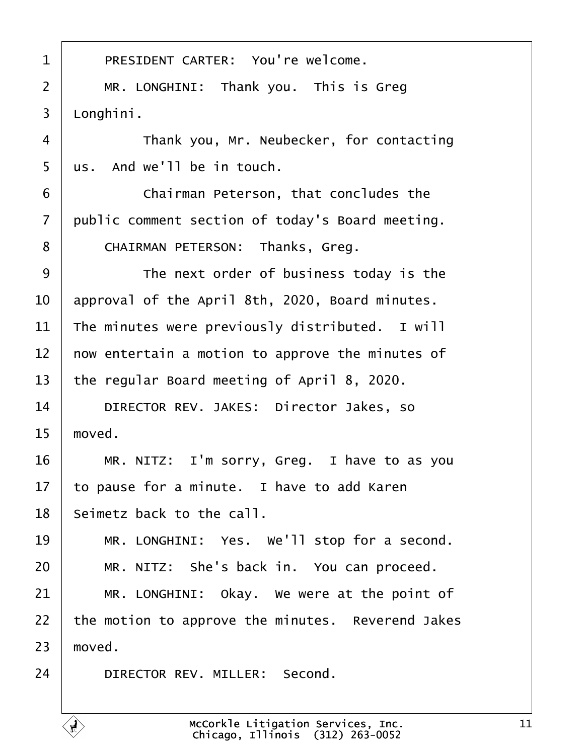PRESIDENT CARTER: You're welcome.

MR. LONGHINI: Thank you. This is Greg Longhini.

Thank you, Mr. Neubecker, for contacting us. And we'll be in touch.

Chairman Peterson, that concludes the public comment section of today's Board meeting.

CHAIRMAN PETERSON: Thanks, Greg.

The next order of business today is the approval of the April 8th, 2020, Board minutes. The minutes were previously distributed. I will now entertain a motion to approve the minutes of the regular Board meeting of April 8, 2020.

DIRECTOR REV. JAKES: Director Jakes, so moved.

MR. NITZ: I'm sorry, Greg. I have to as you to pause for a minute. I have to add Karen Seimetz back to the call.

MR. LONGHINI: Yes. We'll stop for a second.

MR. NITZ: She's back in. You can proceed.

MR. LONGHINI: Okay. We were at the point of the motion to approve the minutes. Reverend Jakes moved.

DIRECTOR REV. MILLER: Second.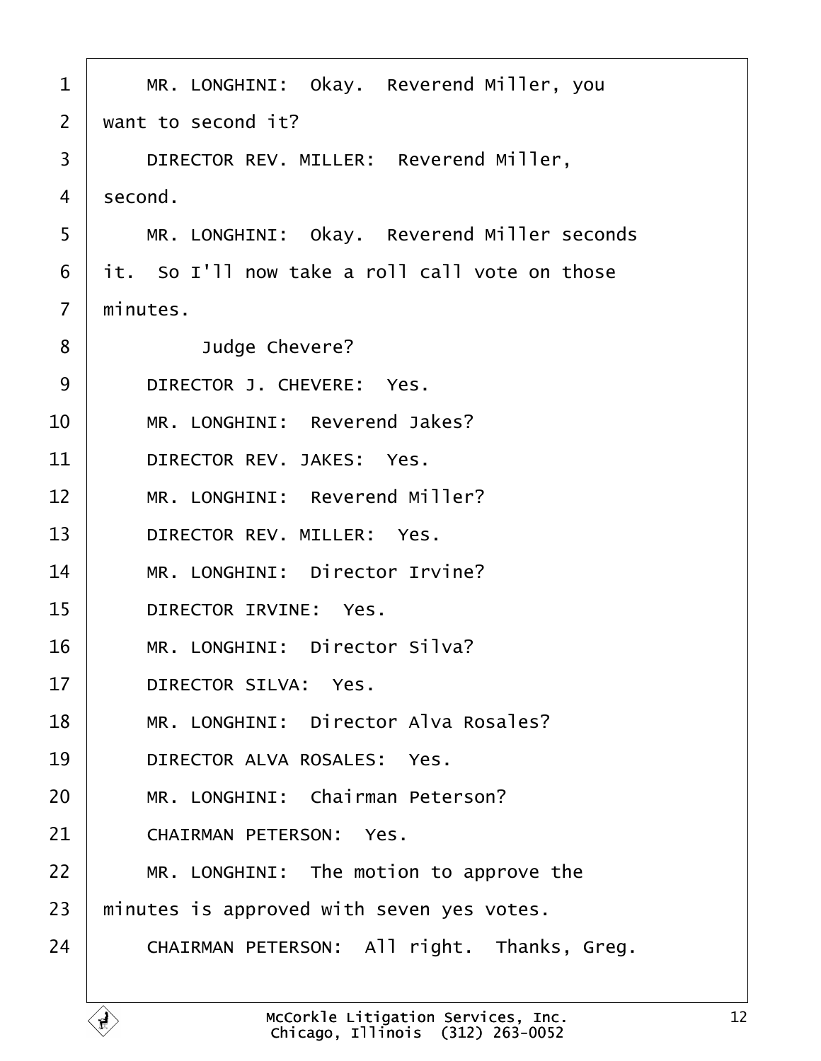MR. LONGHINI: Okay. Reverend Miller, you want to second it?

DIRECTOR REV. MILLER: Reverend Miller, second.

MR. LONGHINI: Okay. Reverend Miller seconds it. So I'll now take a roll call vote on those minutes.

Judge Chevere?

DIRECTOR J. CHEVERE: Yes.

MR. LONGHINI: Reverend Jakes?

DIRECTOR REV. JAKES: Yes.

MR. LONGHINI: Reverend Miller?

DIRECTOR REV. MILLER: Yes.

MR. LONGHINI: Director Irvine?

DIRECTOR IRVINE: Yes.

MR. LONGHINI: Director Silva?

DIRECTOR SILVA: Yes.

MR. LONGHINI: Director Alva Rosales?

DIRECTOR ALVA ROSALES: Yes.

MR. LONGHINI: Chairman Peterson?

CHAIRMAN PETERSON: Yes.

MR. LONGHINI: The motion to approve the minutes is approved with seven yes votes.

CHAIRMAN PETERSON: All right. Thanks, Greg.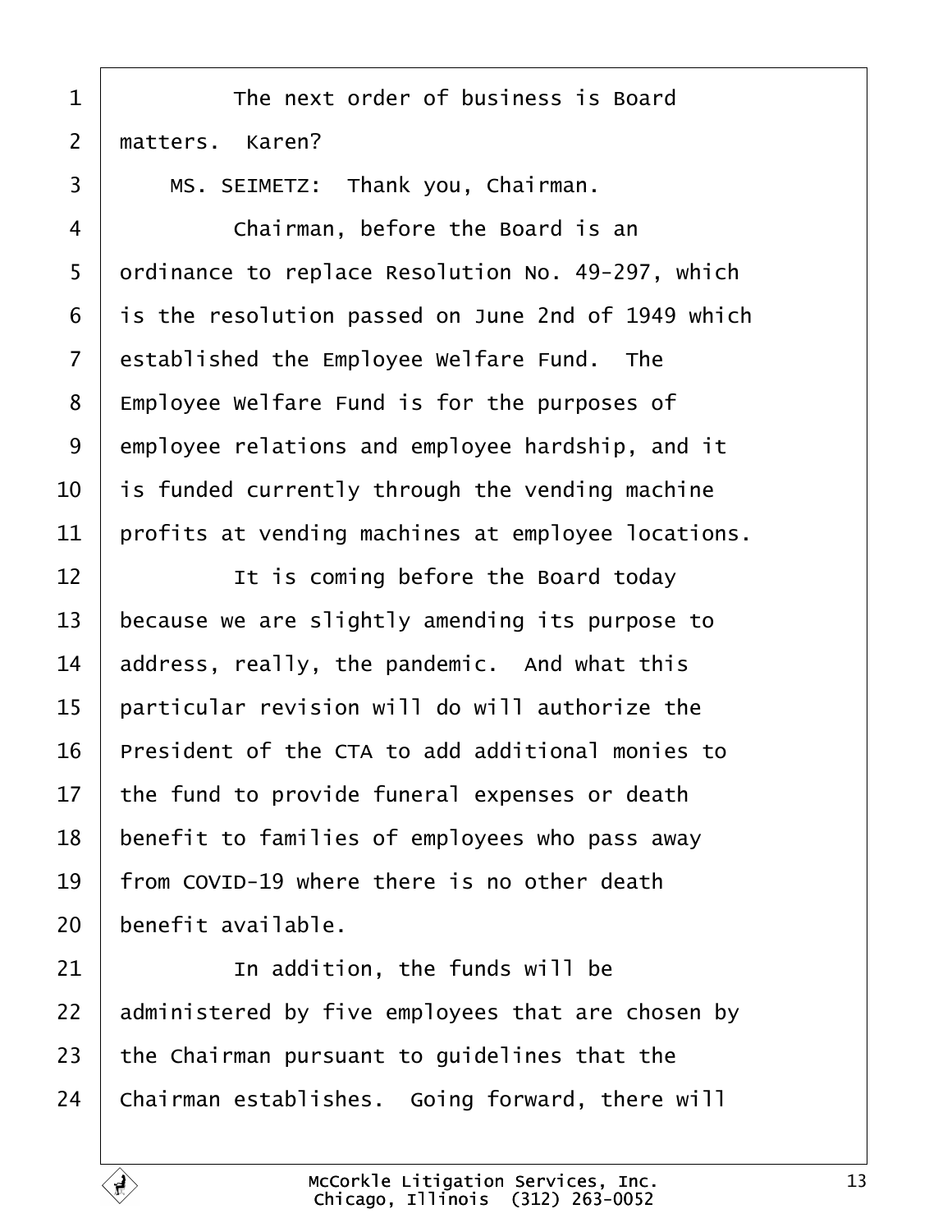The next order of business is Board matters. Karen?

MS. SEIMETZ: Thank you, Chairman.

Chairman, before the Board is an ordinance to replace Resolution No. 49-297, which is the resolution passed on June 2nd of 1949 which established the Employee Welfare Fund. The Employee Welfare Fund is for the purposes of employee relations and employee hardship, and it is funded currently through the vending machine profits at vending machines at employee locations.

It is coming before the Board today because we are slightly amending its purpose to address, really, the pandemic. And what this particular revision will do will authorize the President of the CTA to add additional monies to the fund to provide funeral expenses or death benefit to families of employees who pass away from COVID-19 where there is no other death benefit available.

In addition, the funds will be administered by five employees that are chosen by the Chairman pursuant to guidelines that the Chairman establishes. Going forward, there will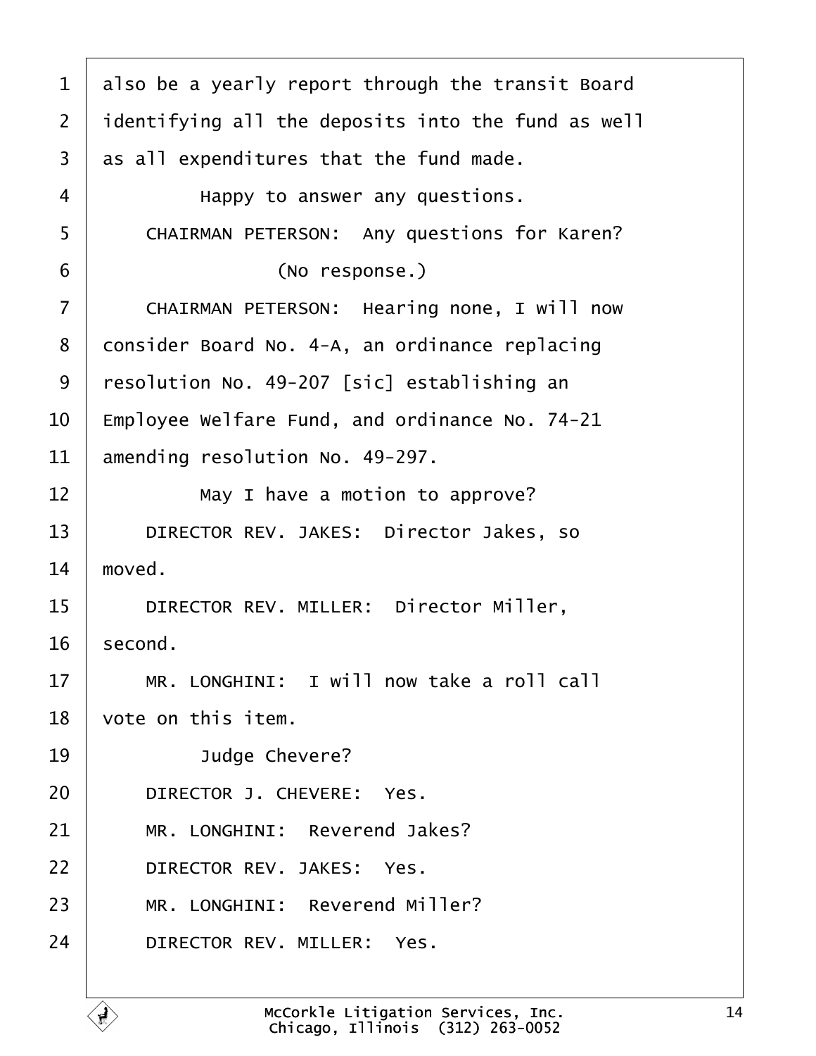also be a yearly report through the transit Board identifying all the deposits into the fund as well as all expenditures that the fund made.

Happy to answer any questions.

CHAIRMAN PETERSON: Any questions for Karen?

(No response.)

CHAIRMAN PETERSON: Hearing none, I will now consider Board No. 4-A, an ordinance replacing resolution No. 49-207 [sic] establishing an Employee Welfare Fund, and ordinance No. 74-21 amending resolution No. 49-297.

May I have a motion to approve?

DIRECTOR REV. JAKES: Director Jakes, so moved.

DIRECTOR REV. MILLER: Director Miller, second.

MR. LONGHINI: I will now take a roll call vote on this item.

Judge Chevere?

DIRECTOR J. CHEVERE: Yes.

MR. LONGHINI: Reverend Jakes?

DIRECTOR REV. JAKES: Yes.

MR. LONGHINI: Reverend Miller?

DIRECTOR REV. MILLER: Yes.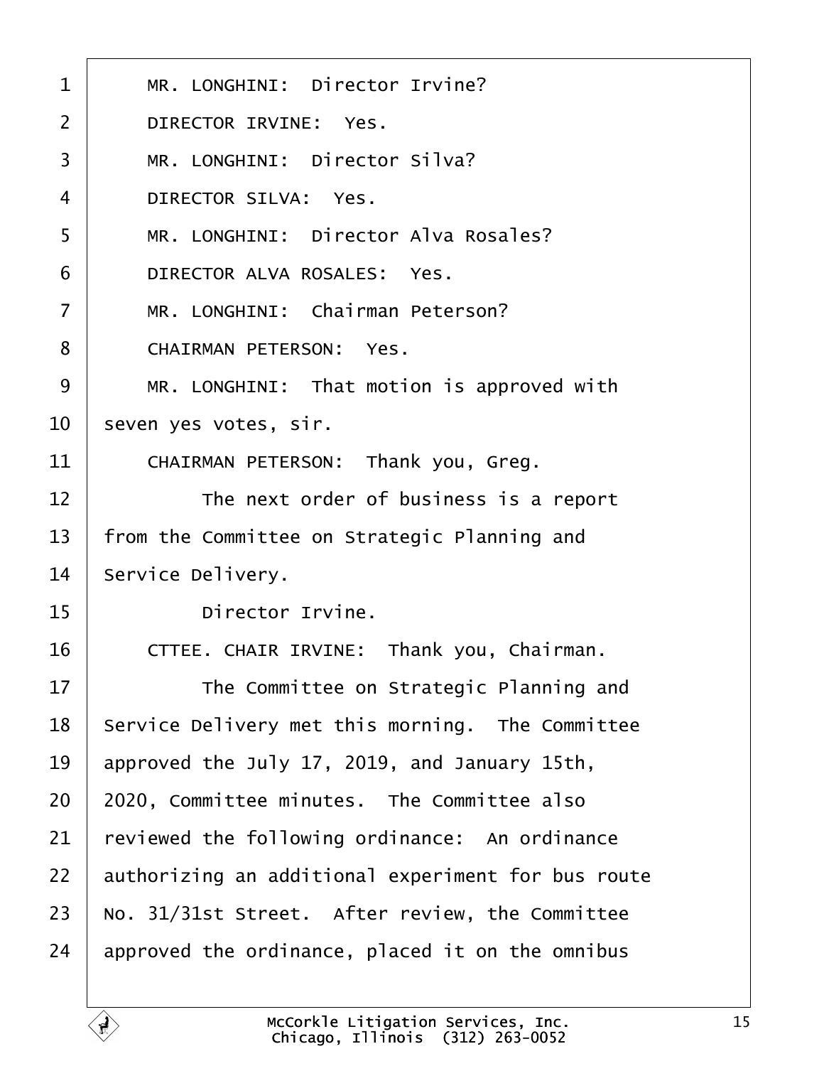MR. LONGHINI: Director Irvine?

DIRECTOR IRVINE: Yes.

MR. LONGHINI: Director Silva?

DIRECTOR SILVA: Yes.

MR. LONGHINI: Director Alva Rosales?

DIRECTOR ALVA ROSALES: Yes.

MR. LONGHINI: Chairman Peterson?

CHAIRMAN PETERSON: Yes.

MR. LONGHINI: That motion is approved with seven yes votes, sir.

CHAIRMAN PETERSON: Thank you, Greg.

The next order of business is a report from the Committee on Strategic Planning and Service Delivery.

Director Irvine.

CTTEE. CHAIR IRVINE: Thank you, Chairman.

The Committee on Strategic Planning and Service Delivery met this morning. The Committee approved the July 17, 2019, and January 15th, 2020, Committee minutes. The Committee also reviewed the following ordinance: An ordinance authorizing an additional experiment for bus route No. 31/31st Street. After review, the Committee approved the ordinance, placed it on the omnibus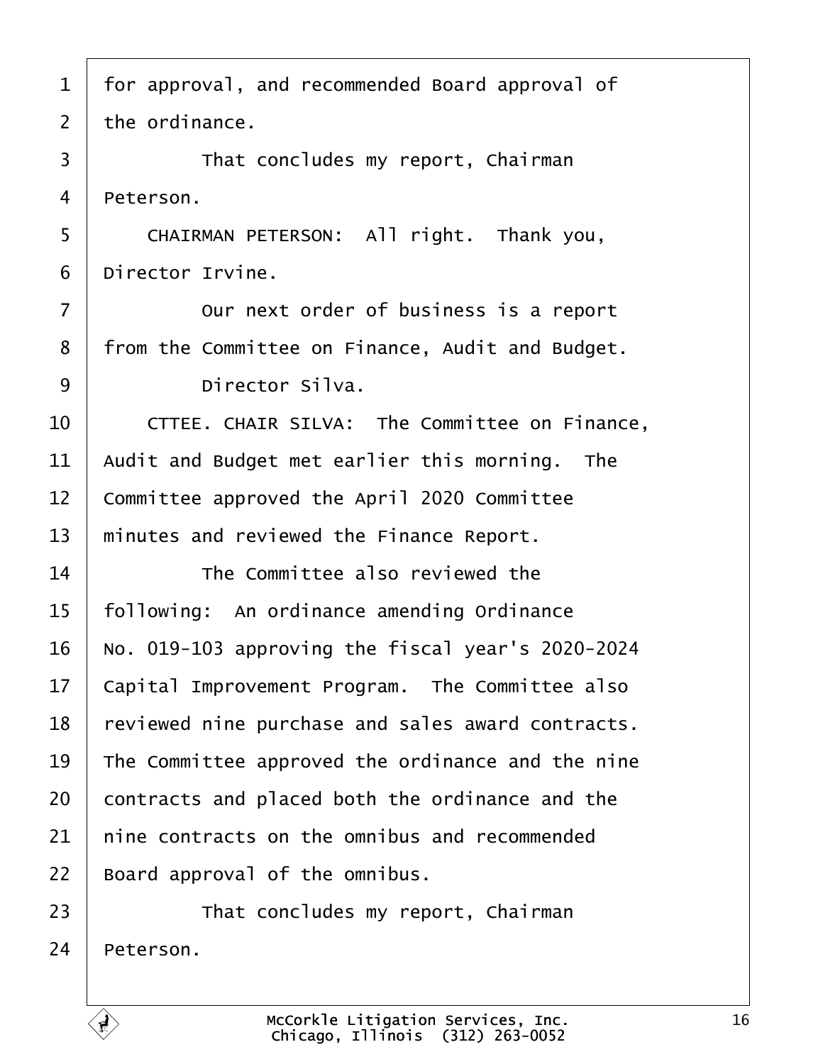for approval, and recommended Board approval of the ordinance.

That concludes my report, Chairman Peterson.

CHAIRMAN PETERSON: All right. Thank you, Director Irvine.

Our next order of business is a report from the Committee on Finance, Audit and Budget.

Director Silva.

CTTEE. CHAIR SILVA: The Committee on Finance, Audit and Budget met earlier this morning. The Committee approved the April 2020 Committee minutes and reviewed the Finance Report.

The Committee also reviewed the following: An ordinance amending Ordinance No. 019-103 approving the fiscal year's 2020-2024 Capital Improvement Program. The Committee also reviewed nine purchase and sales award contracts. The Committee approved the ordinance and the nine contracts and placed both the ordinance and the nine contracts on the omnibus and recommended Board approval of the omnibus.

That concludes my report, Chairman Peterson.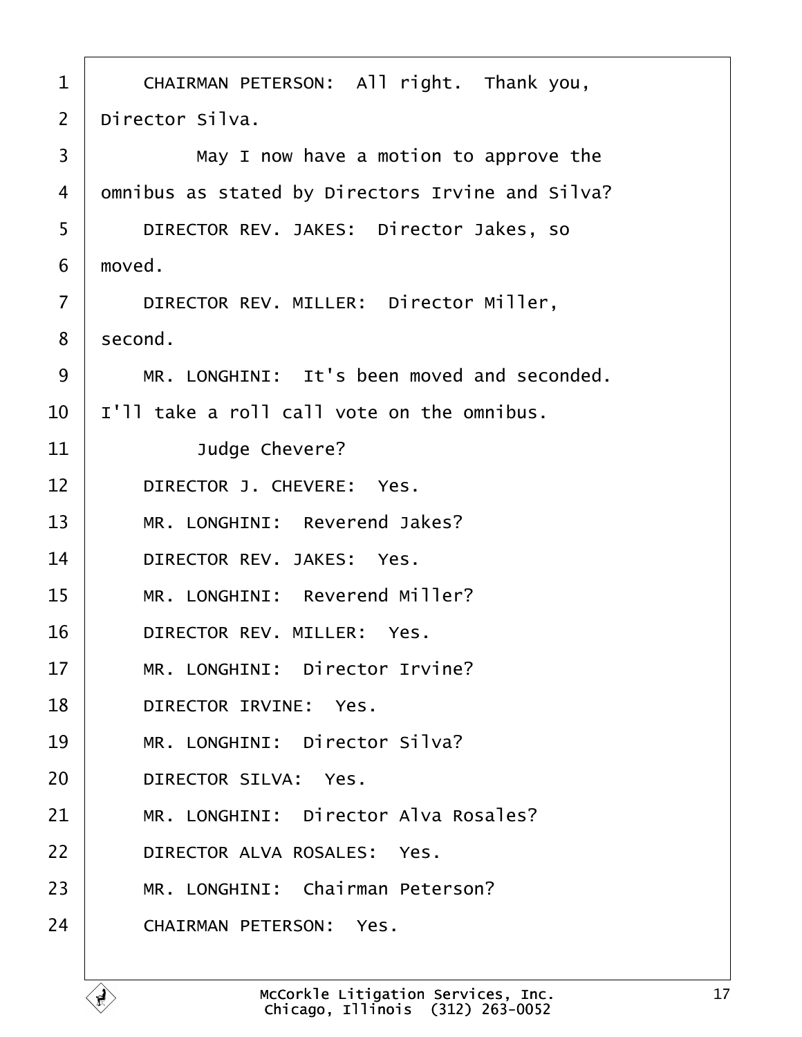CHAIRMAN PETERSON: All right. Thank you, Director Silva.

May I now have a motion to approve the omnibus as stated by Directors Irvine and Silva?

DIRECTOR REV. JAKES: Director Jakes, so moved.

DIRECTOR REV. MILLER: Director Miller, second.

MR. LONGHINI: It's been moved and seconded. I'll take a roll call vote on the omnibus.

Judge Chevere?

DIRECTOR J. CHEVERE: Yes.

MR. LONGHINI: Reverend Jakes?

DIRECTOR REV. JAKES: Yes.

MR. LONGHINI: Reverend Miller?

DIRECTOR REV. MILLER: Yes.

MR. LONGHINI: Director Irvine?

DIRECTOR IRVINE: Yes.

MR. LONGHINI: Director Silva?

DIRECTOR SILVA: Yes.

MR. LONGHINI: Director Alva Rosales?

DIRECTOR ALVA ROSALES: Yes.

MR. LONGHINI: Chairman Peterson?

CHAIRMAN PETERSON: Yes.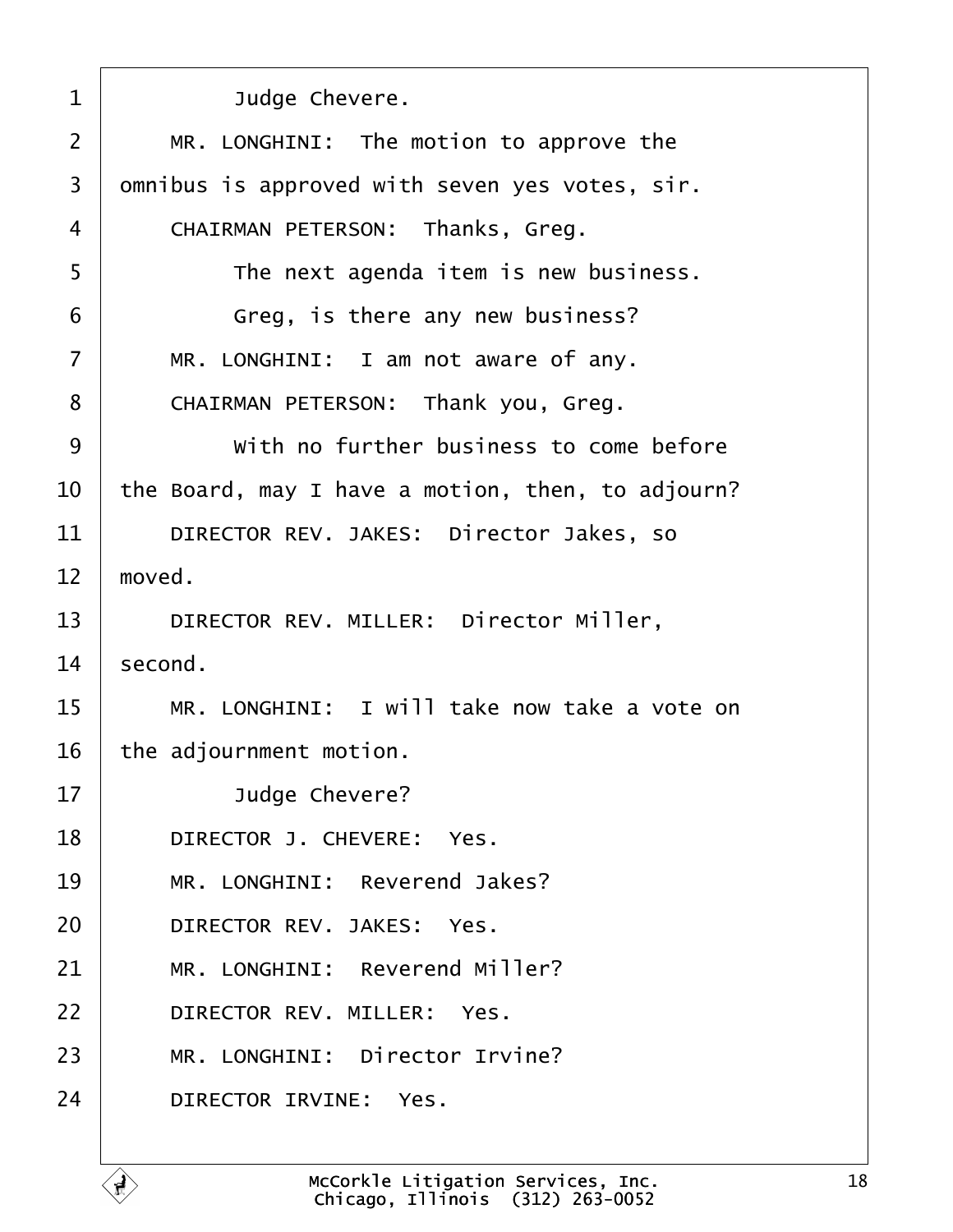Judge Chevere.

MR. LONGHINI: The motion to approve the omnibus is approved with seven yes votes, sir.

CHAIRMAN PETERSON: Thanks, Greg.

The next agenda item is new business.

Greg, is there any new business?

MR. LONGHINI: I am not aware of any.

CHAIRMAN PETERSON: Thank you, Greg.

With no further business to come before the Board, may I have a motion, then, to adjourn?

DIRECTOR REV. JAKES: Director Jakes, so moved.

DIRECTOR REV. MILLER: Director Miller, second.

MR. LONGHINI: I will take now take a vote on the adjournment motion.

Judge Chevere?

DIRECTOR J. CHEVERE: Yes.

MR. LONGHINI: Reverend Jakes?

DIRECTOR REV. JAKES: Yes.

MR. LONGHINI: Reverend Miller?

DIRECTOR REV. MILLER: Yes.

MR. LONGHINI: Director Irvine?

DIRECTOR IRVINE: Yes.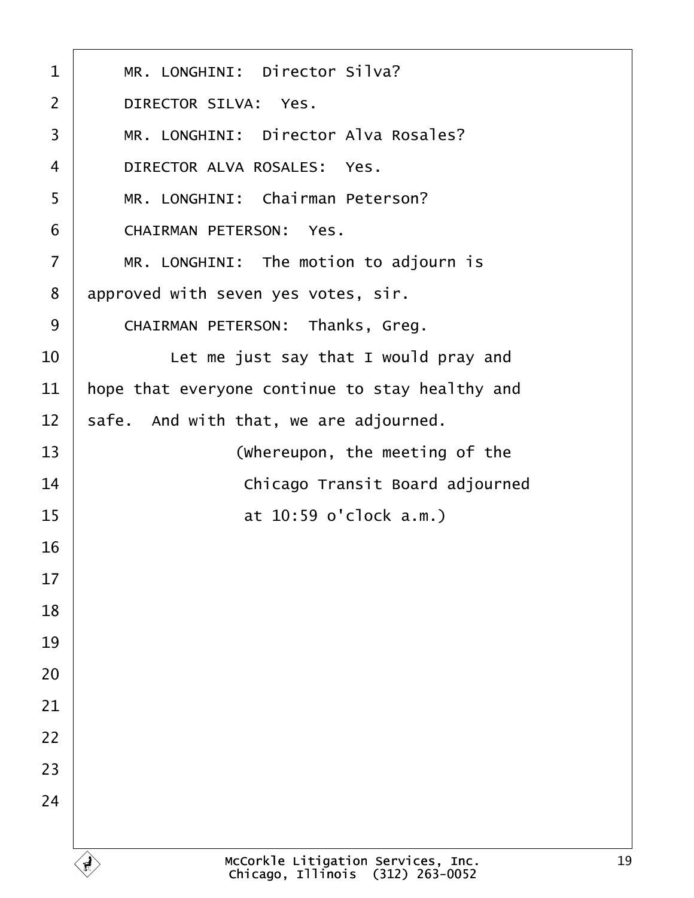MR. LONGHINI: Director Silva?

DIRECTOR SILVA: Yes.

MR. LONGHINI: Director Alva Rosales?

DIRECTOR ALVA ROSALES: Yes.

MR. LONGHINI: Chairman Peterson?

CHAIRMAN PETERSON: Yes.

MR. LONGHINI: The motion to adjourn is approved with seven yes votes, sir.

CHAIRMAN PETERSON: Thanks, Greg.

Let me just say that I would pray and hope that everyone continue to stay healthy and safe. And with that, we are adjourned.

(Whereupon, the meeting of the Chicago Transit Board adjourned at 10:59 o'clock a.m.)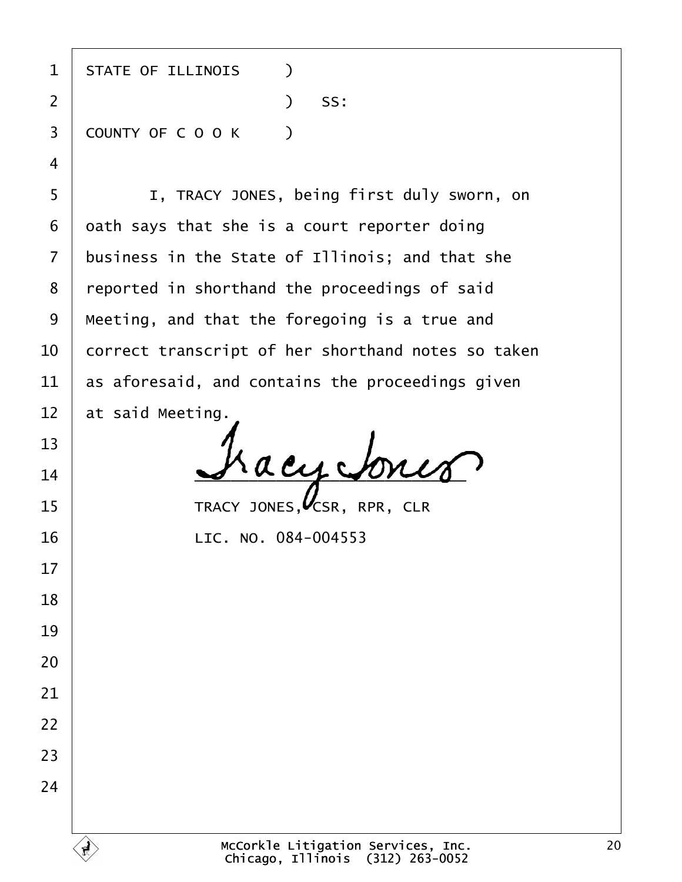STATE OF ILLINOIS )

) SS:

COUNTY OF C O O K )

I, TRACY JONES, being first duly sworn, on oath says that she is a court reporter doing business in the State of Illinois; and that she reported in shorthand the proceedings of said Meeting, and that the foregoing is a true and correct transcript of her shorthand notes so taken as aforesaid, and contains the proceedings given at said Meeting.

TRACY JONES, CSR, RPR, CLR

LIC. NO. 084-004553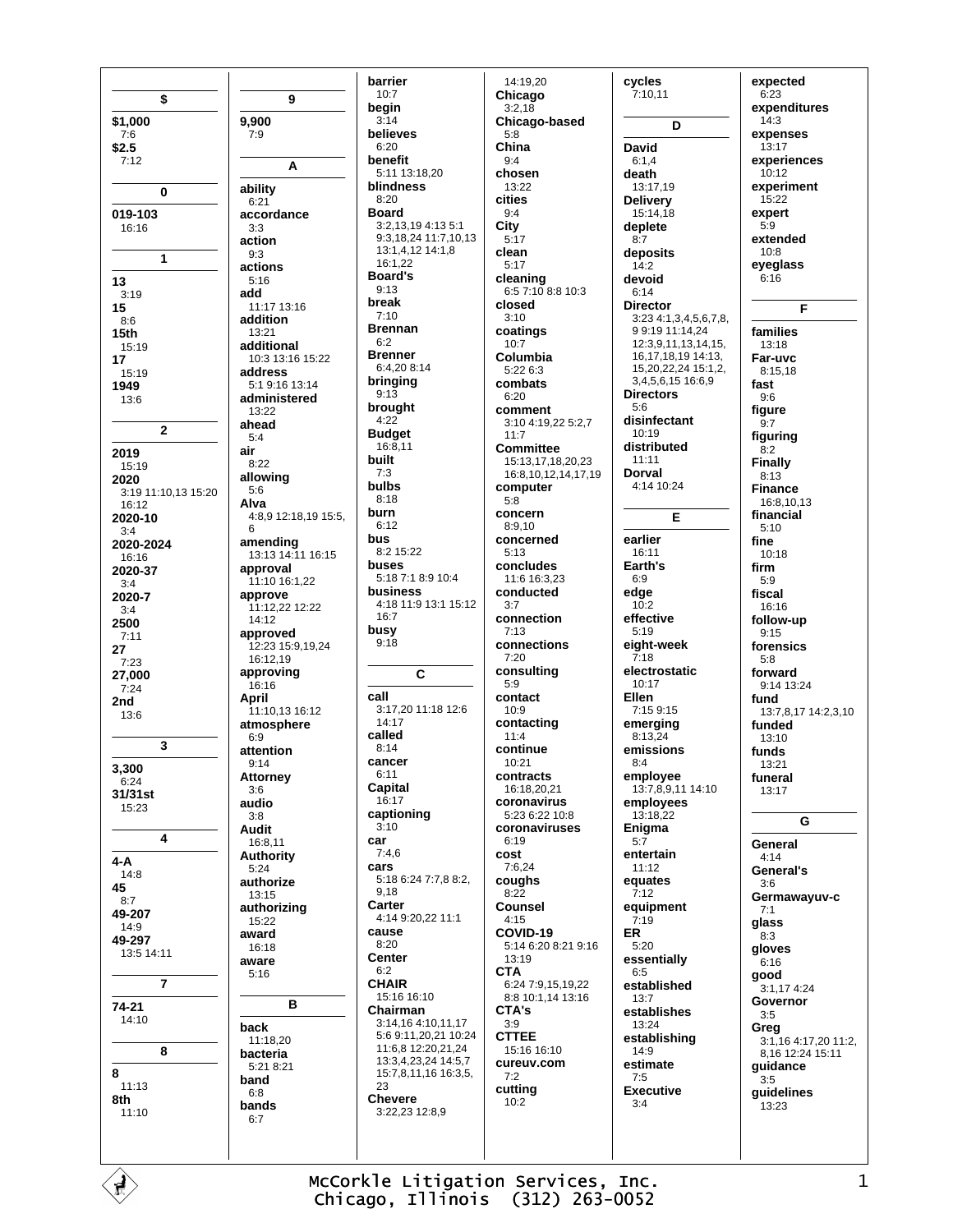## $

**$1,000**
7:6

**$2.5**
7:12

## 0

**019-103**
16:16

## 1

**13**
3:19

**15**
8:6

**15th**
15:19

**17**
15:19

**1949**
13:6

## 2

**2019**
15:19

**2020**
3:19 11:10,13 15:20 16:12

**2020-10**
3:4

**2020-2024**
16:16

**2020-37**
3:4

**2020-7**
3:4

**2500**
7:11

**27**
7:23

**27,000**
7:24

**2nd**
13:6

## 3

**3,300**
6:24

**31/31st**
15:23

## 4

**4-A**
14:8

**45**
8:7

**49-207**
14:9

**49-297**
13:5 14:11

## 7

**74-21**
14:10

## 8

**8**
11:13

**8th**
11:10

## 9

**9,900**
7:9

## A

**ability**
6:21

**accordance**
3:3

**action**
9:3

**actions**
5:16

**add**
11:17 13:16

**addition**
13:21

**additional**
10:3 13:16 15:22

**address**
5:1 9:16 13:14

**administered**
13:22

**ahead**
5:4

**air**
8:22

**allowing**
5:6

**Alva**
4:8,9 12:18,19 15:5, 6

**amending**
13:13 14:11 16:15

**approval**
11:10 16:1,22

**approve**
11:12,22 12:22 14:12

**approved**
12:23 15:9,19,24 16:12,19

**approving**
16:16

**April**
11:10,13 16:12

**atmosphere**
6:9

**attention**
9:14

**Attorney**
3:6

**audio**
3:8

**Audit**
16:8,11

**Authority**
5:24

**authorize**
13:15

**authorizing**
15:22

**award**
16:18

**aware**
5:16

## B

**back**
11:18,20

**bacteria**
5:21 8:21

**band**
6:8

**bands**
6:7

**barrier**
10:7

**begin**
3:14

**believes**
6:20

**benefit**
5:11 13:18,20

**blindness**
8:20

**Board**
3:2,13,19 4:13 5:1 9:3,18,24 11:7,10,13 13:1,4,12 14:1,8 16:1,22

**Board's**
9:13

**break**
7:10

**Brennan**
6:2

**Brenner**
6:4,20 8:14

**bringing**
9:13

**brought**
4:22

**Budget**
16:8,11

**built**
7:3

**bulbs**
8:18

**burn**
6:12

**bus**
8:2 15:22

**buses**
5:18 7:1 8:9 10:4

**business**
4:18 11:9 13:1 15:12 16:7

**busy**
9:18

## C

**call**
3:17,20 11:18 12:6 14:17

**called**
8:14

**cancer**
6:11

**Capital**
16:17

**captioning**
3:10

**car**
7:4,6

**cars**
5:18 6:24 7:7,8 8:2, 9,18

**Carter**
4:14 9:20,22 11:1

**cause**
8:20

**Center**
6:2

**CHAIR**
15:16 16:10

**Chairman**
3:14,16 4:10,11,17 5:6 9:11,20,21 10:24 11:6,8 12:20,21,24 13:3,4,23,24 14:5,7 15:7,8,11,16 16:3,5, 23

**Chevere**
3:22,23 12:8,9

14:19,20

**Chicago**
3:2,18

**Chicago-based**
5:8

**China**
9:4

**chosen**
13:22

**cities**
9:4

**City**
5:17

**clean**
5:17

**cleaning**
6:5 7:10 8:8 10:3

**closed**
3:10

**coatings**
10:7

**Columbia**
5:22 6:3

**combats**
6:20

**comment**
3:10 4:19,22 5:2,7 11:7

**Committee**
15:13,17,18,20,23 16:8,10,12,14,17,19

**computer**
5:8

**concern**
8:9,10

**concerned**
5:13

**concludes**
11:6 16:3,23

**conducted**
3:7

**connection**
7:13

**connections**
7:20

**consulting**
5:9

**contact**
10:9

**contacting**
11:4

**continue**
10:21

**contracts**
16:18,20,21

**coronavirus**
5:23 6:22 10:8

**coronaviruses**
6:19

**cost**
7:6,24

**coughs**
8:22

**Counsel**
4:15

**COVID-19**
5:14 6:20 8:21 9:16 13:19

**CTA**
6:24 7:9,15,19,22 8:8 10:1,14 13:16

**CTA's**
3:9

**CTTEE**
15:16 16:10

**cureuv.com**
7:2

**cutting**
10:2

**cycles**
7:10,11

## D

**David**
6:1,4

**death**
13:17,19

**Delivery**
15:14,18

**deplete**
8:7

**deposits**
14:2

**devoid**
6:14

**Director**
3:23 4:1,3,4,5,6,7,8, 9 9:19 11:14,24 12:3,9,11,13,14,15, 16,17,18,19 14:13, 15,20,22,24 15:1,2, 3,4,5,6,15 16:6,9

**Directors**
5:6

**disinfectant**
10:19

**distributed**
11:11

**Dorval**
4:14 10:24

## E

**earlier**
16:11

**Earth's**
6:9

**edge**
10:2

**effective**
5:19

**eight-week**
7:18

**electrostatic**
10:17

**Ellen**
7:15 9:15

**emerging**
8:13,24

**emissions**
8:4

**employee**
13:7,8,9,11 14:10

**employees**
13:18,22

**Enigma**
5:7

**entertain**
11:12

**equates**
7:12

**equipment**
7:19

**ER**
5:20

**essentially**
6:5

**established**
13:7

**establishes**
13:24

**establishing**
14:9

**estimate**
7:5

**Executive**
3:4

**expected**
6:23

**expenditures**
14:3

**expenses**
13:17

**experiences**
10:12

**experiment**
15:22

**expert**
5:9

**extended**
10:8

**eyeglass**
6:16

## F

**families**
13:18

**Far-uvc**
8:15,18

**fast**
9:6

**figure**
9:7

**figuring**
8:2

**Finally**
8:13

**Finance**
16:8,10,13

**financial**
5:10

**fine**
10:18

**firm**
5:9

**fiscal**
16:16

**follow-up**
9:15

**forensics**
5:8

**forward**
9:14 13:24

**fund**
13:7,8,17 14:2,3,10

**funded**
13:10

**funds**
13:21

**funeral**
13:17

## G

**General**
4:14

**General's**
3:6

**Germawayuv-c**
7:1

**glass**
8:3

**gloves**
6:16

**good**
3:1,17 4:24

**Governor**
3:5

**Greg**
3:1,16 4:17,20 11:2, 8,16 12:24 15:11

**guidance**
3:5

**guidelines**
13:23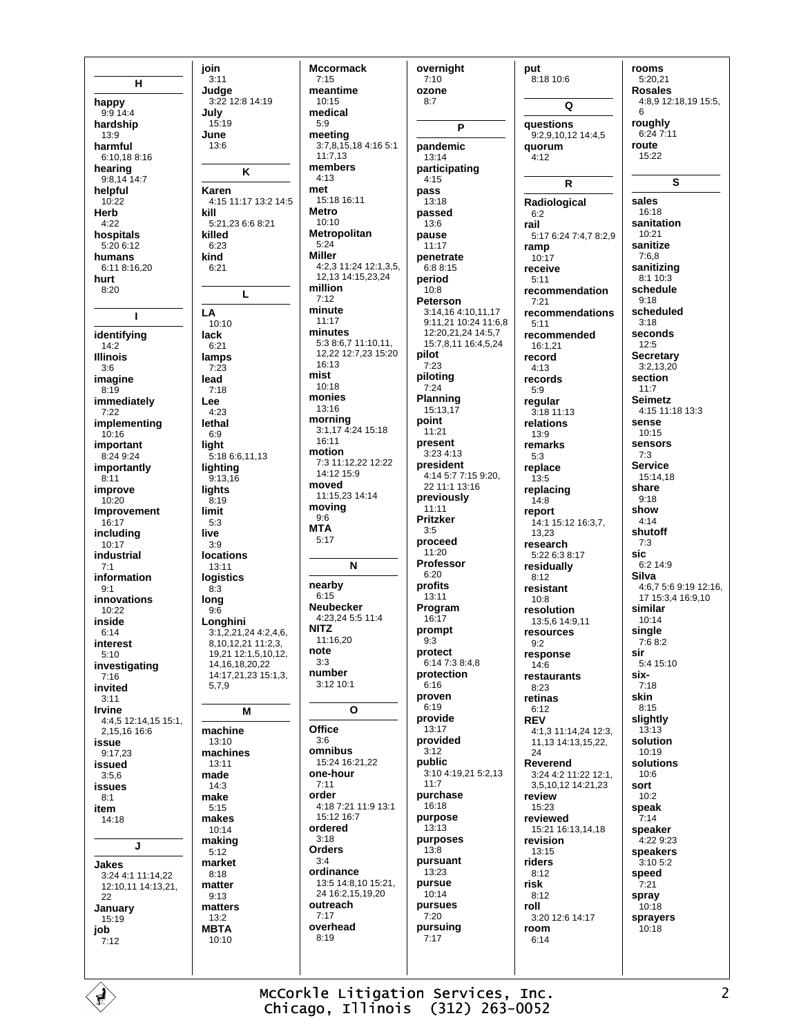## H

**happy**
9:9 14:4

**hardship**
13:9

**harmful**
6:10,18 8:16

**hearing**
9:8,14 14:7

**helpful**
10:22

**Herb**
4:22

**hospitals**
5:20 6:12

**humans**
6:11 8:16,20

**hurt**
8:20

## I

**identifying**
14:2

**Illinois**
3:6

**imagine**
8:19

**immediately**
7:22

**implementing**
10:16

**important**
8:24 9:24

**importantly**
8:11

**improve**
10:20

**Improvement**
16:17

**including**
10:17

**industrial**
7:1

**information**
9:1

**innovations**
10:22

**inside**
6:14

**interest**
5:10

**investigating**
7:16

**invited**
3:11

**Irvine**
4:4,5 12:14,15 15:1, 2,15,16 16:6

**issue**
9:17,23

**issued**
3:5,6

**issues**
8:1

**item**
14:18

## J

**Jakes**
3:24 4:1 11:14,22 12:10,11 14:13,21, 22

**January**
15:19

**job**
7:12

**join**
3:11

**Judge**
3:22 12:8 14:19

**July**
15:19

**June**
13:6

## K

**Karen**
4:15 11:17 13:2 14:5

**kill**
5:21,23 6:6 8:21

**killed**
6:23

**kind**
6:21

## L

**LA**
10:10

**lack**
6:21

**lamps**
7:23

**lead**
7:18

**Lee**
4:23

**lethal**
6:9

**light**
5:18 6:6,11,13

**lighting**
9:13,16

**lights**
8:19

**limit**
5:3

**live**
3:9

**locations**
13:11

**logistics**
8:3

**long**
9:6

**Longhini**
3:1,2,21,24 4:2,4,6, 8,10,12,21 11:2,3, 19,21 12:1,5,10,12, 14,16,18,20,22 14:17,21,23 15:1,3, 5,7,9

## M

**machine**
13:10

**machines**
13:11

**made**
14:3

**make**
5:15

**makes**
10:14

**making**
5:12

**market**
8:18

**matter**
9:13

**matters**
13:2

**MBTA**
10:10

**Mccormack**
7:15

**meantime**
10:15

**medical**
5:9

**meeting**
3:7,8,15,18 4:16 5:1 11:7,13

**members**
4:13

**met**
15:18 16:11

**Metro**
10:10

**Metropolitan**
5:24

**Miller**
4:2,3 11:24 12:1,3,5, 12,13 14:15,23,24

**million**
7:12

**minute**
11:17

**minutes**
5:3 8:6,7 11:10,11, 12,22 12:7,23 15:20 16:13

**mist**
10:18

**monies**
13:16

**morning**
3:1,17 4:24 15:18 16:11

**motion**
7:3 11:12,22 12:22 14:12 15:9

**moved**
11:15,23 14:14

**moving**
9:6

**MTA**
5:17

## N

**nearby**
6:15

**Neubecker**
4:23,24 5:5 11:4

**NITZ**
11:16,20

**note**
3:3

**number**
3:12 10:1

## O

**Office**
3:6

**omnibus**
15:24 16:21,22

**one-hour**
7:11

**order**
4:18 7:21 11:9 13:1 15:12 16:7

**ordered**
3:18

**Orders**
3:4

**ordinance**
13:5 14:8,10 15:21, 24 16:2,15,19,20

**outreach**
7:17

**overhead**
8:19

**overnight**
7:10

**ozone**
8:7

## P

**pandemic**
13:14

**participating**
4:15

**pass**
13:18

**passed**
13:6

**pause**
11:17

**penetrate**
6:8 8:15

**period**
10:8

**Peterson**
3:14,16 4:10,11,17 9:11,21 10:24 11:6,8 12:20,21,24 14:5,7 15:7,8,11 16:4,5,24

**pilot**
7:23

**piloting**
7:24

**Planning**
15:13,17

**point**
11:21

**present**
3:23 4:13

**president**
4:14 5:7 7:15 9:20, 22 11:1 13:16

**previously**
11:11

**Pritzker**
3:5

**proceed**
11:20

**Professor**
6:20

**profits**
13:11

**Program**
16:17

**prompt**
9:3

**protect**
6:14 7:3 8:4,8

**protection**
6:16

**proven**
6:19

**provide**
13:17

**provided**
3:12

**public**
3:10 4:19,21 5:2,13 11:7

**purchase**
16:18

**purpose**
13:13

**purposes**
13:8

**pursuant**
13:23

**pursue**
10:14

**pursues**
7:20

**pursuing**
7:17

**put**
8:18 10:6

## Q

**questions**
9:2,9,10,12 14:4,5

**quorum**
4:12

## R

**Radiological**
6:2

**rail**
5:17 6:24 7:4,7 8:2,9

**ramp**
10:17

**receive**
5:11

**recommendation**
7:21

**recommendations**
5:11

**recommended**
16:1,21

**record**
4:13

**records**
5:9

**regular**
3:18 11:13

**relations**
13:9

**remarks**
5:3

**replace**
13:5

**replacing**
14:8

**report**
14:1 15:12 16:3,7, 13,23

**research**
5:22 6:3 8:17

**residually**
8:12

**resistant**
10:8

**resolution**
13:5,6 14:9,11

**resources**
9:2

**response**
14:6

**restaurants**
8:23

**retinas**
6:12

**REV**
4:1,3 11:14,24 12:3, 11,13 14:13,15,22, 24

**Reverend**
3:24 4:2 11:22 12:1, 3,5,10,12 14:21,23

**review**
15:23

**reviewed**
15:21 16:13,14,18

**revision**
13:15

**riders**
8:12

**risk**
8:12

**roll**
3:20 12:6 14:17

**room**
6:14

**rooms**
5:20,21

**Rosales**
4:8,9 12:18,19 15:5, 6

**roughly**
6:24 7:11

**route**
15:22

## S

**sales**
16:18

**sanitation**
10:21

**sanitize**
7:6,8

**sanitizing**
8:1 10:3

**schedule**
9:18

**scheduled**
3:18

**seconds**
12:5

**Secretary**
3:2,13,20

**section**
11:7

**Seimetz**
4:15 11:18 13:3

**sense**
10:15

**sensors**
7:3

**Service**
15:14,18

**share**
9:18

**show**
4:14

**shutoff**
7:3

**sic**
6:2 14:9

**Silva**
4:6,7 5:6 9:19 12:16, 17 15:3,4 16:9,10

**similar**
10:14

**single**
7:6 8:2

**sir**
5:4 15:10

**six-**
7:18

**skin**
8:15

**slightly**
13:13

**solution**
10:19

**solutions**
10:6

**sort**
10:2

**speak**
7:14

**speaker**
4:22 9:23

**speakers**
3:10 5:2

**speed**
7:21

**spray**
10:18

**sprayers**
10:18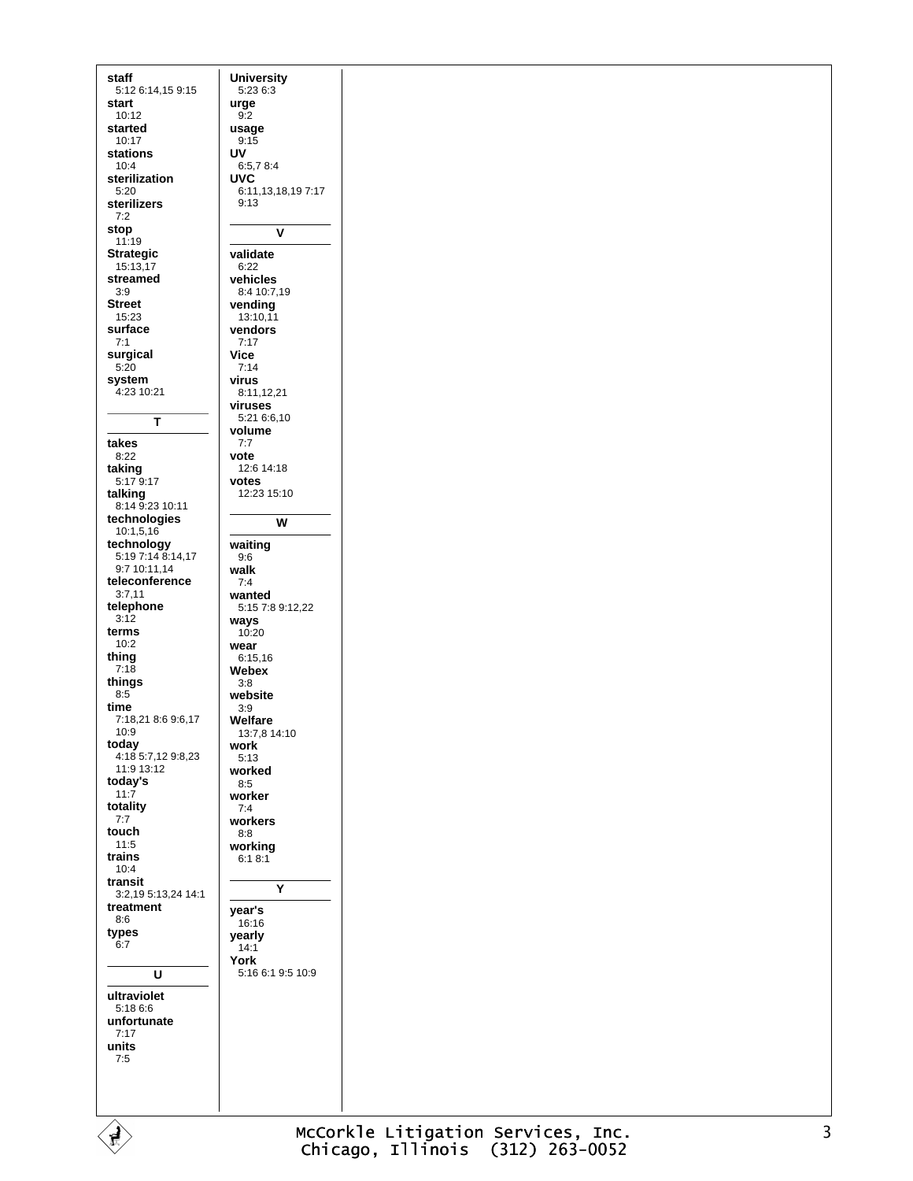**staff**
5:12 6:14,15 9:15
**start**
10:12
**started**
10:17
**stations**
10:4
**sterilization**
5:20
**sterilizers**
7:2
**stop**
11:19
**Strategic**
15:13,17
**streamed**
3:9
**Street**
15:23
**surface**
7:1
**surgical**
5:20
**system**
4:23 10:21

**T**

**takes**
8:22
**taking**
5:17 9:17
**talking**
8:14 9:23 10:11
**technologies**
10:1,5,16
**technology**
5:19 7:14 8:14,17 9:7 10:11,14
**teleconference**
3:7,11
**telephone**
3:12
**terms**
10:2
**thing**
7:18
**things**
8:5
**time**
7:18,21 8:6 9:6,17 10:9
**today**
4:18 5:7,12 9:8,23 11:9 13:12
**today's**
11:7
**totality**
7:7
**touch**
11:5
**trains**
10:4
**transit**
3:2,19 5:13,24 14:1
**treatment**
8:6
**types**
6:7

**U**

**ultraviolet**
5:18 6:6
**unfortunate**
7:17
**units**
7:5
**University**
5:23 6:3
**urge**
9:2
**usage**
9:15
**UV**
6:5,7 8:4
**UVC**
6:11,13,18,19 7:17 9:13

**V**

**validate**
6:22
**vehicles**
8:4 10:7,19
**vending**
13:10,11
**vendors**
7:17
**Vice**
7:14
**virus**
8:11,12,21
**viruses**
5:21 6:6,10
**volume**
7:7
**vote**
12:6 14:18
**votes**
12:23 15:10

**W**

**waiting**
9:6
**walk**
7:4
**wanted**
5:15 7:8 9:12,22
**ways**
10:20
**wear**
6:15,16
**Webex**
3:8
**website**
3:9
**Welfare**
13:7,8 14:10
**work**
5:13
**worked**
8:5
**worker**
7:4
**workers**
8:8
**working**
6:1 8:1

**Y**

**year's**
16:16
**yearly**
14:1
**York**
5:16 6:1 9:5 10:9

McCorkle Litigation Services, Inc.
Chicago, Illinois (312) 263-0052